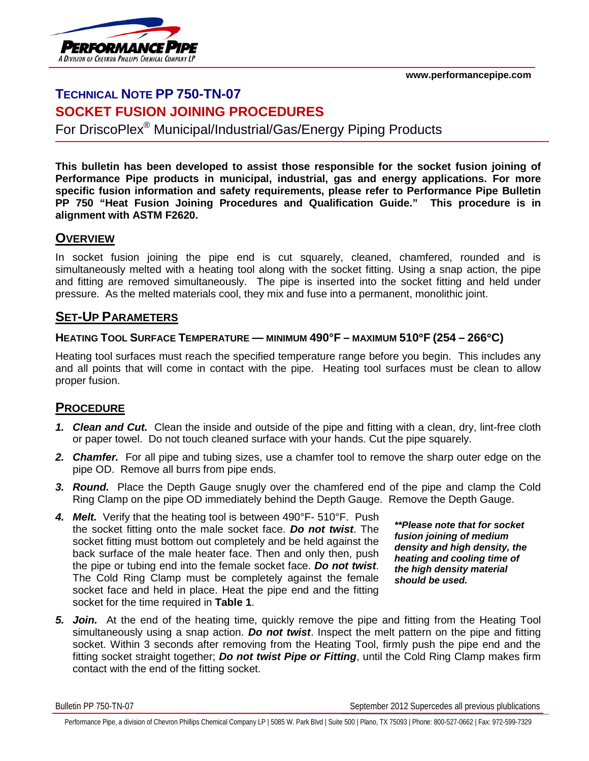# TECHNICAL NOTE PP 750-TN-07

## SOCKET FUSION JOINING PROCEDURES

For DriscoPlex® Municipal/Industrial/Gas/Energy Piping Products

**This bulletin has been developed to assist those responsible for the socket fusion joining of Performance Pipe products in municipal, industrial, gas and energy applications. For more specific fusion information and safety requirements, please refer to Performance Pipe Bulletin PP 750 "Heat Fusion Joining Procedures and Qualification Guide." This procedure is in alignment with ASTM F2620.**

## OVERVIEW

In socket fusion joining the pipe end is cut squarely, cleaned, chamfered, rounded and is simultaneously melted with a heating tool along with the socket fitting. Using a snap action, the pipe and fitting are removed simultaneously. The pipe is inserted into the socket fitting and held under pressure. As the melted materials cool, they mix and fuse into a permanent, monolithic joint.

## SET-UP PARAMETERS

### HEATING TOOL SURFACE TEMPERATURE — MINIMUM 490°F – MAXIMUM 510°F (254 – 266°C)

Heating tool surfaces must reach the specified temperature range before you begin. This includes any and all points that will come in contact with the pipe. Heating tool surfaces must be clean to allow proper fusion.

## PROCEDURE

1. ***Clean and Cut.*** Clean the inside and outside of the pipe and fitting with a clean, dry, lint-free cloth or paper towel. Do not touch cleaned surface with your hands. Cut the pipe squarely.
2. ***Chamfer.*** For all pipe and tubing sizes, use a chamfer tool to remove the sharp outer edge on the pipe OD. Remove all burrs from pipe ends.
3. ***Round.*** Place the Depth Gauge snugly over the chamfered end of the pipe and clamp the Cold Ring Clamp on the pipe OD immediately behind the Depth Gauge. Remove the Depth Gauge.
4. ***Melt.*** Verify that the heating tool is between 490°F- 510°F. Push the socket fitting onto the male socket face. ***Do not twist***. The socket fitting must bottom out completely and be held against the back surface of the male heater face. Then and only then, push the pipe or tubing end into the female socket face. ***Do not twist***. The Cold Ring Clamp must be completely against the female socket face and held in place. Heat the pipe end and the fitting socket for the time required in **Table 1**.

   ***\*\*Please note that for socket fusion joining of medium density and high density, the heating and cooling time of the high density material should be used.***

5. ***Join.*** At the end of the heating time, quickly remove the pipe and fitting from the Heating Tool simultaneously using a snap action. ***Do not twist***. Inspect the melt pattern on the pipe and fitting socket. Within 3 seconds after removing from the Heating Tool, firmly push the pipe end and the fitting socket straight together; ***Do not twist Pipe or Fitting***, until the Cold Ring Clamp makes firm contact with the end of the fitting socket.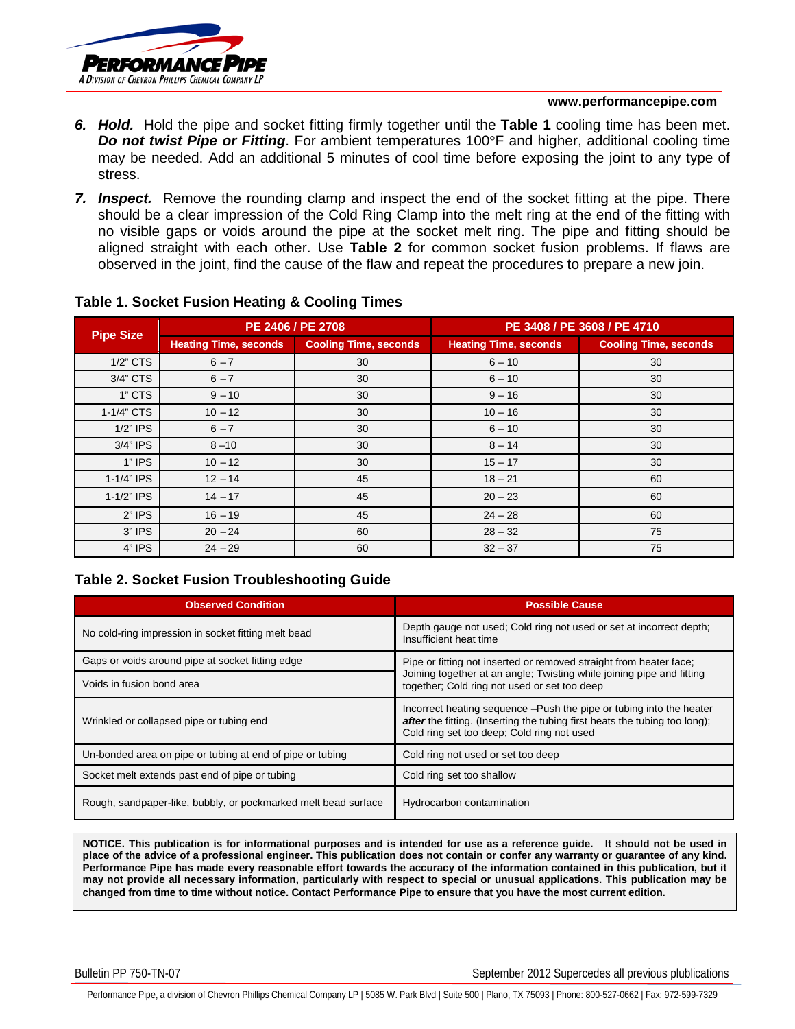6. ***Hold.*** Hold the pipe and socket fitting firmly together until the **Table 1** cooling time has been met. ***Do not twist Pipe or Fitting***. For ambient temperatures 100°F and higher, additional cooling time may be needed. Add an additional 5 minutes of cool time before exposing the joint to any type of stress.

7. ***Inspect.*** Remove the rounding clamp and inspect the end of the socket fitting at the pipe. There should be a clear impression of the Cold Ring Clamp into the melt ring at the end of the fitting with no visible gaps or voids around the pipe at the socket melt ring. The pipe and fitting should be aligned straight with each other. Use **Table 2** for common socket fusion problems. If flaws are observed in the joint, find the cause of the flaw and repeat the procedures to prepare a new join.

### Table 1. Socket Fusion Heating & Cooling Times

| Pipe Size | PE 2406 / PE 2708 | | PE 3408 / PE 3608 / PE 4710 | |
|---|---|---|---|---|
| | Heating Time, seconds | Cooling Time, seconds | Heating Time, seconds | Cooling Time, seconds |
| 1/2" CTS | 6 – 7 | 30 | 6 – 10 | 30 |
| 3/4" CTS | 6 – 7 | 30 | 6 – 10 | 30 |
| 1" CTS | 9 – 10 | 30 | 9 – 16 | 30 |
| 1-1/4" CTS | 10 – 12 | 30 | 10 – 16 | 30 |
| 1/2" IPS | 6 – 7 | 30 | 6 – 10 | 30 |
| 3/4" IPS | 8 –10 | 30 | 8 – 14 | 30 |
| 1" IPS | 10 – 12 | 30 | 15 – 17 | 30 |
| 1-1/4" IPS | 12 – 14 | 45 | 18 – 21 | 60 |
| 1-1/2" IPS | 14 – 17 | 45 | 20 – 23 | 60 |
| 2" IPS | 16 – 19 | 45 | 24 – 28 | 60 |
| 3" IPS | 20 – 24 | 60 | 28 – 32 | 75 |
| 4" IPS | 24 – 29 | 60 | 32 – 37 | 75 |

### Table 2. Socket Fusion Troubleshooting Guide

| Observed Condition | Possible Cause |
|---|---|
| No cold-ring impression in socket fitting melt bead | Depth gauge not used; Cold ring not used or set at incorrect depth; Insufficient heat time |
| Gaps or voids around pipe at socket fitting edge | Pipe or fitting not inserted or removed straight from heater face; Joining together at an angle; Twisting while joining pipe and fitting together; Cold ring not used or set too deep |
| Voids in fusion bond area | |
| Wrinkled or collapsed pipe or tubing end | Incorrect heating sequence –Push the pipe or tubing into the heater ***after*** the fitting. (Inserting the tubing first heats the tubing too long); Cold ring set too deep; Cold ring not used |
| Un-bonded area on pipe or tubing at end of pipe or tubing | Cold ring not used or set too deep |
| Socket melt extends past end of pipe or tubing | Cold ring set too shallow |
| Rough, sandpaper-like, bubbly, or pockmarked melt bead surface | Hydrocarbon contamination |

**NOTICE. This publication is for informational purposes and is intended for use as a reference guide. It should not be used in place of the advice of a professional engineer. This publication does not contain or confer any warranty or guarantee of any kind. Performance Pipe has made every reasonable effort towards the accuracy of the information contained in this publication, but it may not provide all necessary information, particularly with respect to special or unusual applications. This publication may be changed from time to time without notice. Contact Performance Pipe to ensure that you have the most current edition.**

Bulletin PP 750-TN-07

September 2012 Supercedes all previous plublications